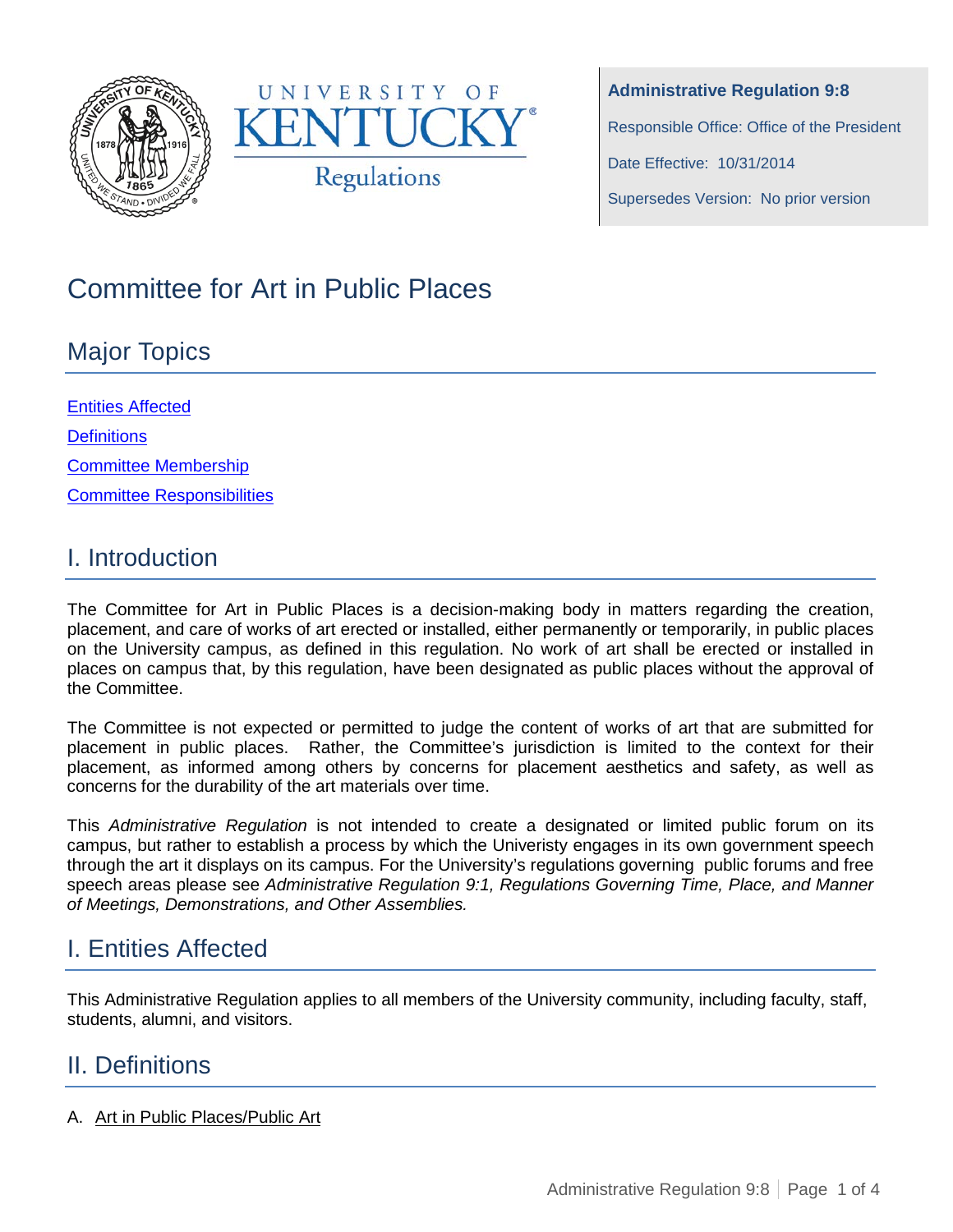University of Kentucky Regulations

**Administrative Regulation 9:8**

Responsible Office: Office of the President

Date Effective: 10/31/2014

Supersedes Version: No prior version

# Committee for Art in Public Places

## Major Topics

[Entities Affected](#)

[Definitions](#)

[Committee Membership](#)

[Committee Responsibilities](#)

## I. Introduction

The Committee for Art in Public Places is a decision-making body in matters regarding the creation, placement, and care of works of art erected or installed, either permanently or temporarily, in public places on the University campus, as defined in this regulation. No work of art shall be erected or installed in places on campus that, by this regulation, have been designated as public places without the approval of the Committee.

The Committee is not expected or permitted to judge the content of works of art that are submitted for placement in public places. Rather, the Committee's jurisdiction is limited to the context for their placement, as informed among others by concerns for placement aesthetics and safety, as well as concerns for the durability of the art materials over time.

This *Administrative Regulation* is not intended to create a designated or limited public forum on its campus, but rather to establish a process by which the Univeristy engages in its own government speech through the art it displays on its campus. For the University's regulations governing public forums and free speech areas please see *Administrative Regulation 9:1, Regulations Governing Time, Place, and Manner of Meetings, Demonstrations, and Other Assemblies.*

## I. Entities Affected

This Administrative Regulation applies to all members of the University community, including faculty, staff, students, alumni, and visitors.

## II. Definitions

A. Art in Public Places/Public Art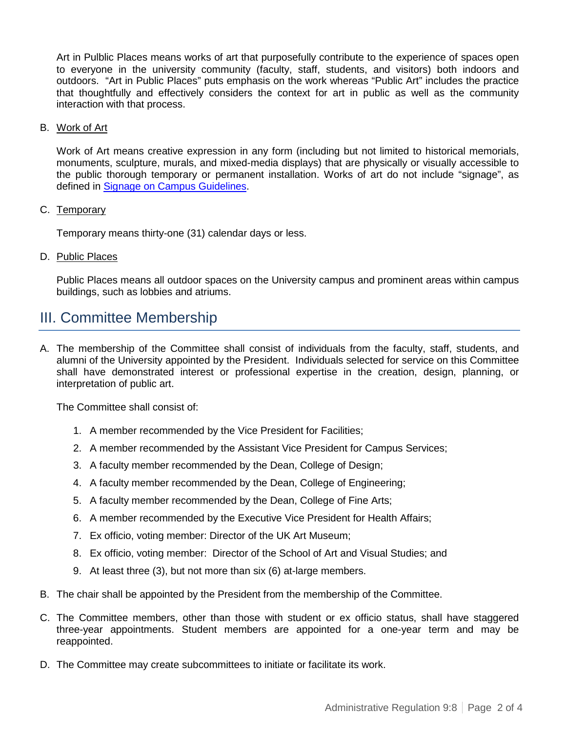Art in Pulblic Places means works of art that purposefully contribute to the experience of spaces open to everyone in the university community (faculty, staff, students, and visitors) both indoors and outdoors. "Art in Public Places" puts emphasis on the work whereas "Public Art" includes the practice that thoughtfully and effectively considers the context for art in public as well as the community interaction with that process.

B. Work of Art

Work of Art means creative expression in any form (including but not limited to historical memorials, monuments, sculpture, murals, and mixed-media displays) that are physically or visually accessible to the public thorough temporary or permanent installation. Works of art do not include "signage", as defined in [Signage on Campus Guidelines].

C. Temporary

Temporary means thirty-one (31) calendar days or less.

D. Public Places

Public Places means all outdoor spaces on the University campus and prominent areas within campus buildings, such as lobbies and atriums.

## III. Committee Membership

A. The membership of the Committee shall consist of individuals from the faculty, staff, students, and alumni of the University appointed by the President. Individuals selected for service on this Committee shall have demonstrated interest or professional expertise in the creation, design, planning, or interpretation of public art.

The Committee shall consist of:

1. A member recommended by the Vice President for Facilities;
2. A member recommended by the Assistant Vice President for Campus Services;
3. A faculty member recommended by the Dean, College of Design;
4. A faculty member recommended by the Dean, College of Engineering;
5. A faculty member recommended by the Dean, College of Fine Arts;
6. A member recommended by the Executive Vice President for Health Affairs;
7. Ex officio, voting member: Director of the UK Art Museum;
8. Ex officio, voting member: Director of the School of Art and Visual Studies; and
9. At least three (3), but not more than six (6) at-large members.

B. The chair shall be appointed by the President from the membership of the Committee.

C. The Committee members, other than those with student or ex officio status, shall have staggered three-year appointments. Student members are appointed for a one-year term and may be reappointed.

D. The Committee may create subcommittees to initiate or facilitate its work.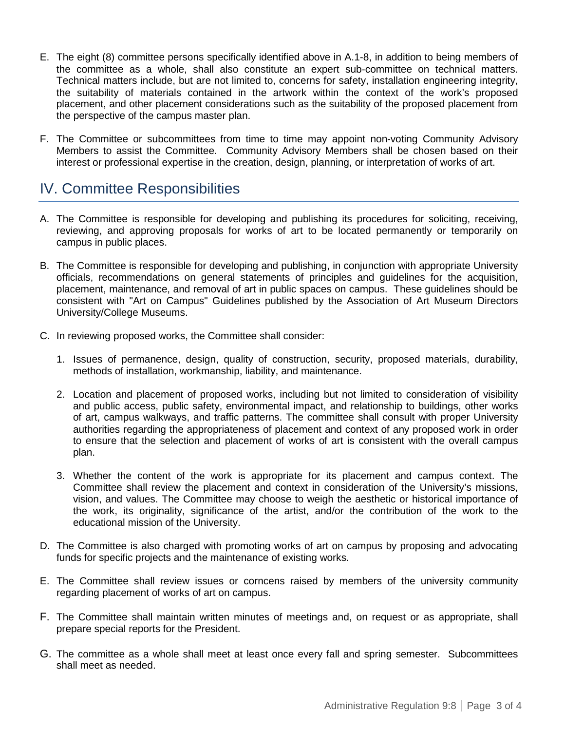E. The eight (8) committee persons specifically identified above in A.1-8, in addition to being members of the committee as a whole, shall also constitute an expert sub-committee on technical matters. Technical matters include, but are not limited to, concerns for safety, installation engineering integrity, the suitability of materials contained in the artwork within the context of the work's proposed placement, and other placement considerations such as the suitability of the proposed placement from the perspective of the campus master plan.

F. The Committee or subcommittees from time to time may appoint non-voting Community Advisory Members to assist the Committee. Community Advisory Members shall be chosen based on their interest or professional expertise in the creation, design, planning, or interpretation of works of art.

## IV. Committee Responsibilities

A. The Committee is responsible for developing and publishing its procedures for soliciting, receiving, reviewing, and approving proposals for works of art to be located permanently or temporarily on campus in public places.

B. The Committee is responsible for developing and publishing, in conjunction with appropriate University officials, recommendations on general statements of principles and guidelines for the acquisition, placement, maintenance, and removal of art in public spaces on campus. These guidelines should be consistent with "Art on Campus" Guidelines published by the Association of Art Museum Directors University/College Museums.

C. In reviewing proposed works, the Committee shall consider:

   1. Issues of permanence, design, quality of construction, security, proposed materials, durability, methods of installation, workmanship, liability, and maintenance.

   2. Location and placement of proposed works, including but not limited to consideration of visibility and public access, public safety, environmental impact, and relationship to buildings, other works of art, campus walkways, and traffic patterns. The committee shall consult with proper University authorities regarding the appropriateness of placement and context of any proposed work in order to ensure that the selection and placement of works of art is consistent with the overall campus plan.

   3. Whether the content of the work is appropriate for its placement and campus context. The Committee shall review the placement and context in consideration of the University's missions, vision, and values. The Committee may choose to weigh the aesthetic or historical importance of the work, its originality, significance of the artist, and/or the contribution of the work to the educational mission of the University.

D. The Committee is also charged with promoting works of art on campus by proposing and advocating funds for specific projects and the maintenance of existing works.

E. The Committee shall review issues or corncens raised by members of the university community regarding placement of works of art on campus.

F. The Committee shall maintain written minutes of meetings and, on request or as appropriate, shall prepare special reports for the President.

G. The committee as a whole shall meet at least once every fall and spring semester. Subcommittees shall meet as needed.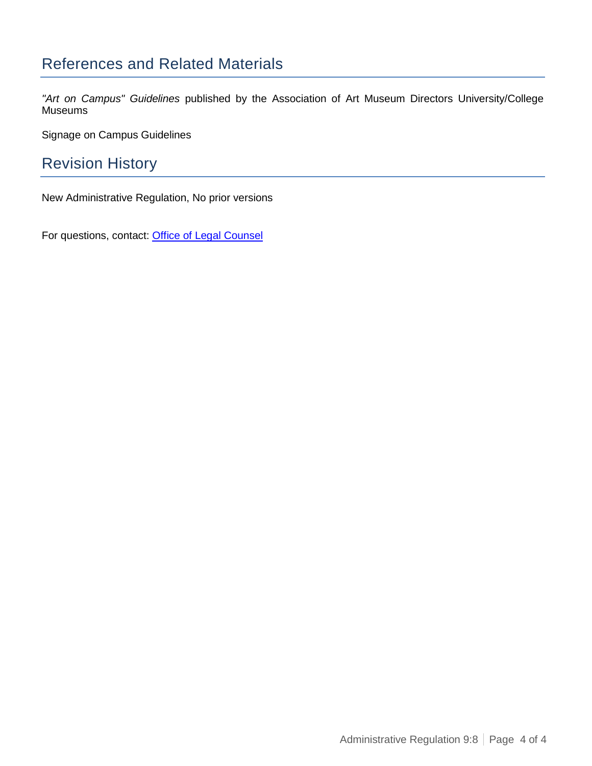## References and Related Materials

*"Art on Campus" Guidelines* published by the Association of Art Museum Directors University/College Museums

Signage on Campus Guidelines

## Revision History

New Administrative Regulation, No prior versions

For questions, contact: [Office of Legal Counsel]()